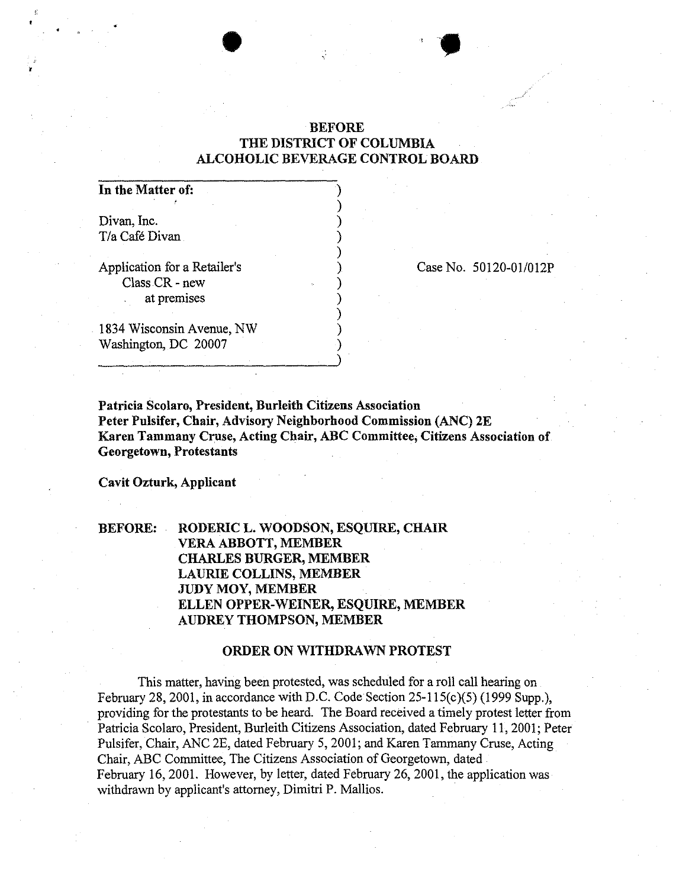# BEFORE
# THE DISTRICT OF COLUMBIA
# ALCOHOLIC BEVERAGE CONTROL BOARD

**In the Matter of:**

Divan, Inc.
T/a Café Divan

Application for a Retailer's
Class CR - new
at premises

1834 Wisconsin Avenue, NW
Washington, DC 20007

Case No. 50120-01/012P

**Patricia Scolaro, President, Burleith Citizens Association**
**Peter Pulsifer, Chair, Advisory Neighborhood Commission (ANC) 2E**
**Karen Tammany Cruse, Acting Chair, ABC Committee, Citizens Association of Georgetown, Protestants**

**Cavit Ozturk, Applicant**

**BEFORE: RODERIC L. WOODSON, ESQUIRE, CHAIR**
**VERA ABBOTT, MEMBER**
**CHARLES BURGER, MEMBER**
**LAURIE COLLINS, MEMBER**
**JUDY MOY, MEMBER**
**ELLEN OPPER-WEINER, ESQUIRE, MEMBER**
**AUDREY THOMPSON, MEMBER**

## ORDER ON WITHDRAWN PROTEST

This matter, having been protested, was scheduled for a roll call hearing on February 28, 2001, in accordance with D.C. Code Section 25-115(c)(5) (1999 Supp.), providing for the protestants to be heard. The Board received a timely protest letter from Patricia Scolaro, President, Burleith Citizens Association, dated February 11, 2001; Peter Pulsifer, Chair, ANC 2E, dated February 5, 2001; and Karen Tammany Cruse, Acting Chair, ABC Committee, The Citizens Association of Georgetown, dated February 16, 2001. However, by letter, dated February 26, 2001, the application was withdrawn by applicant's attorney, Dimitri P. Mallios.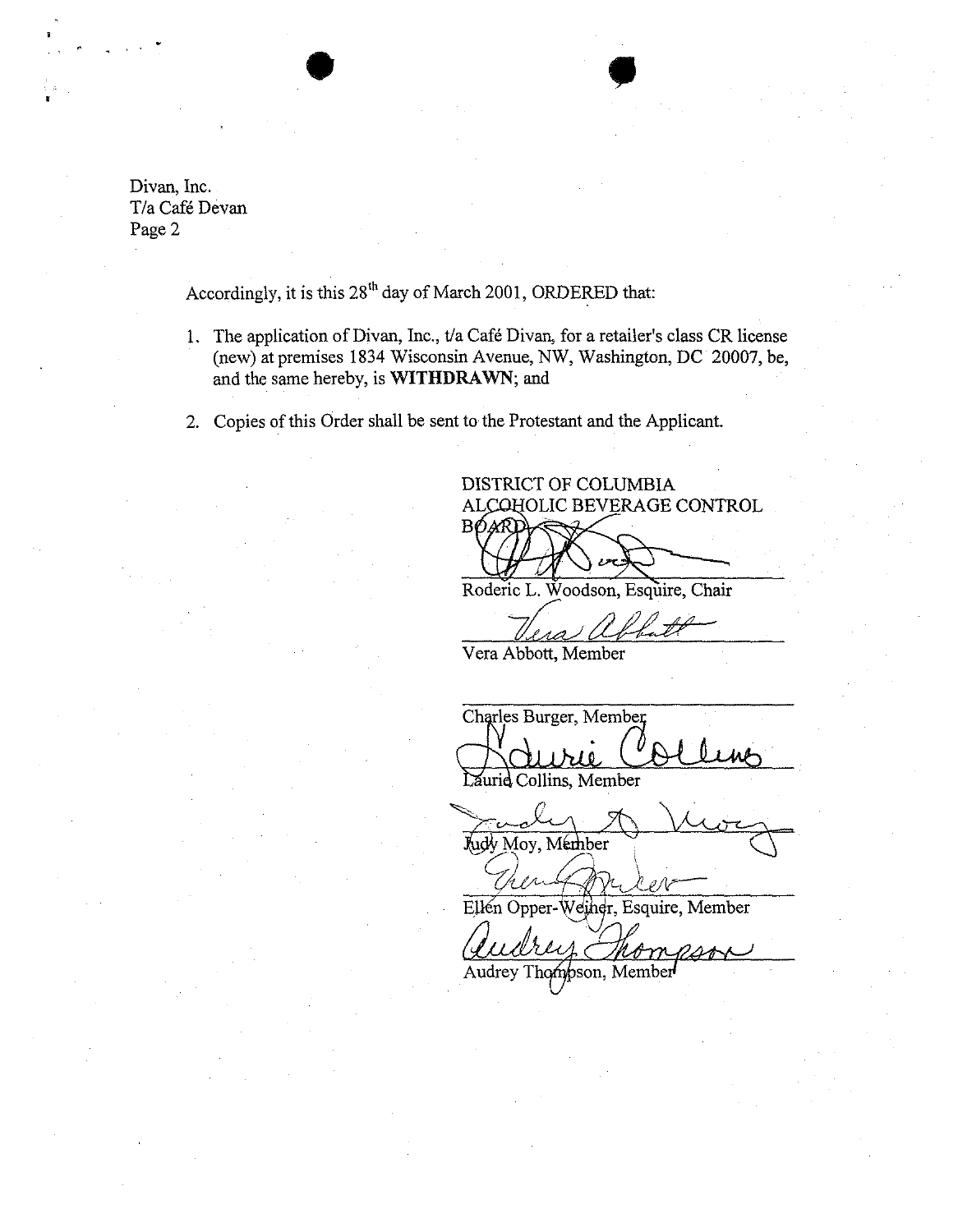Divan, Inc.
T/a Café Devan
Page 2

Accordingly, it is this 28th day of March 2001, ORDERED that:

1. The application of Divan, Inc., t/a Café Divan, for a retailer's class CR license (new) at premises 1834 Wisconsin Avenue, NW, Washington, DC 20007, be, and the same hereby, is **WITHDRAWN**; and

2. Copies of this Order shall be sent to the Protestant and the Applicant.

DISTRICT OF COLUMBIA
ALCOHOLIC BEVERAGE CONTROL
BOARD

Roderic L. Woodson, Esquire, Chair

Vera Abbott, Member

Charles Burger, Member

Laurie Collins, Member

Judy Moy, Member

Ellen Opper-Weiner, Esquire, Member

Audrey Thompson, Member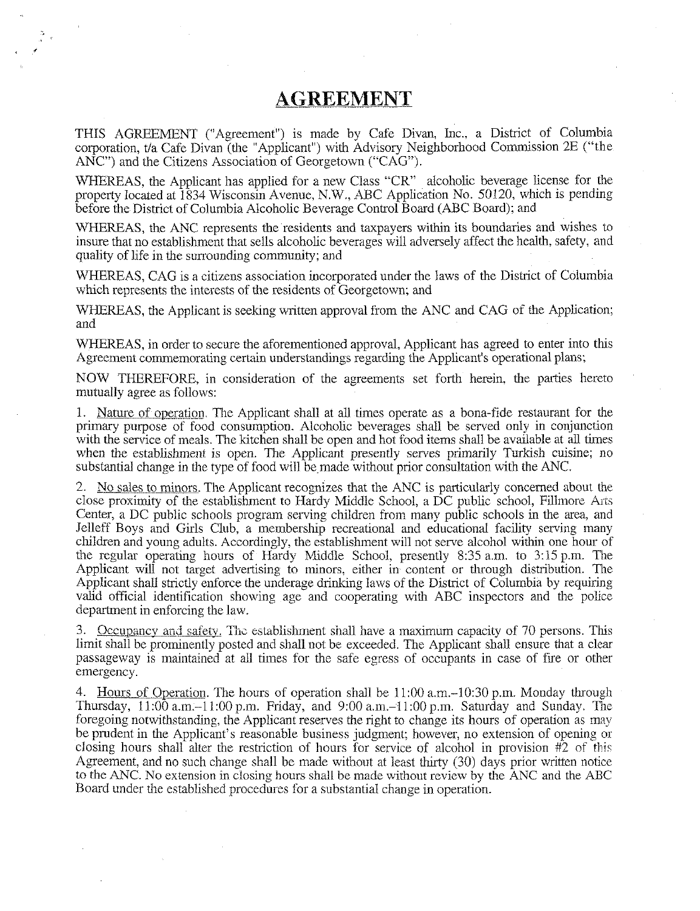# AGREEMENT

THIS AGREEMENT ("Agreement") is made by Cafe Divan, Inc., a District of Columbia corporation, t/a Cafe Divan (the "Applicant") with Advisory Neighborhood Commission 2E ("the ANC") and the Citizens Association of Georgetown ("CAG").

WHEREAS, the Applicant has applied for a new Class "CR" alcoholic beverage license for the property located at 1834 Wisconsin Avenue, N.W., ABC Application No. 50120, which is pending before the District of Columbia Alcoholic Beverage Control Board (ABC Board); and

WHEREAS, the ANC represents the residents and taxpayers within its boundaries and wishes to insure that no establishment that sells alcoholic beverages will adversely affect the health, safety, and quality of life in the surrounding community; and

WHEREAS, CAG is a citizens association incorporated under the laws of the District of Columbia which represents the interests of the residents of Georgetown; and

WHEREAS, the Applicant is seeking written approval from the ANC and CAG of the Application; and

WHEREAS, in order to secure the aforementioned approval, Applicant has agreed to enter into this Agreement commemorating certain understandings regarding the Applicant's operational plans;

NOW THEREFORE, in consideration of the agreements set forth herein, the parties hereto mutually agree as follows:

1. Nature of operation. The Applicant shall at all times operate as a bona-fide restaurant for the primary purpose of food consumption. Alcoholic beverages shall be served only in conjunction with the service of meals. The kitchen shall be open and hot food items shall be available at all times when the establishment is open. The Applicant presently serves primarily Turkish cuisine; no substantial change in the type of food will be made without prior consultation with the ANC.

2. No sales to minors. The Applicant recognizes that the ANC is particularly concerned about the close proximity of the establishment to Hardy Middle School, a DC public school, Fillmore Arts Center, a DC public schools program serving children from many public schools in the area, and Jelleff Boys and Girls Club, a membership recreational and educational facility serving many children and young adults. Accordingly, the establishment will not serve alcohol within one hour of the regular operating hours of Hardy Middle School, presently 8:35 a.m. to 3:15 p.m. The Applicant will not target advertising to minors, either in content or through distribution. The Applicant shall strictly enforce the underage drinking laws of the District of Columbia by requiring valid official identification showing age and cooperating with ABC inspectors and the police department in enforcing the law.

3. Occupancy and safety. The establishment shall have a maximum capacity of 70 persons. This limit shall be prominently posted and shall not be exceeded. The Applicant shall ensure that a clear passageway is maintained at all times for the safe egress of occupants in case of fire or other emergency.

4. Hours of Operation. The hours of operation shall be 11:00 a.m.–10:30 p.m. Monday through Thursday, 11:00 a.m.–11:00 p.m. Friday, and 9:00 a.m.–11:00 p.m. Saturday and Sunday. The foregoing notwithstanding, the Applicant reserves the right to change its hours of operation as may be prudent in the Applicant's reasonable business judgment; however, no extension of opening or closing hours shall alter the restriction of hours for service of alcohol in provision #2 of this Agreement, and no such change shall be made without at least thirty (30) days prior written notice to the ANC. No extension in closing hours shall be made without review by the ANC and the ABC Board under the established procedures for a substantial change in operation.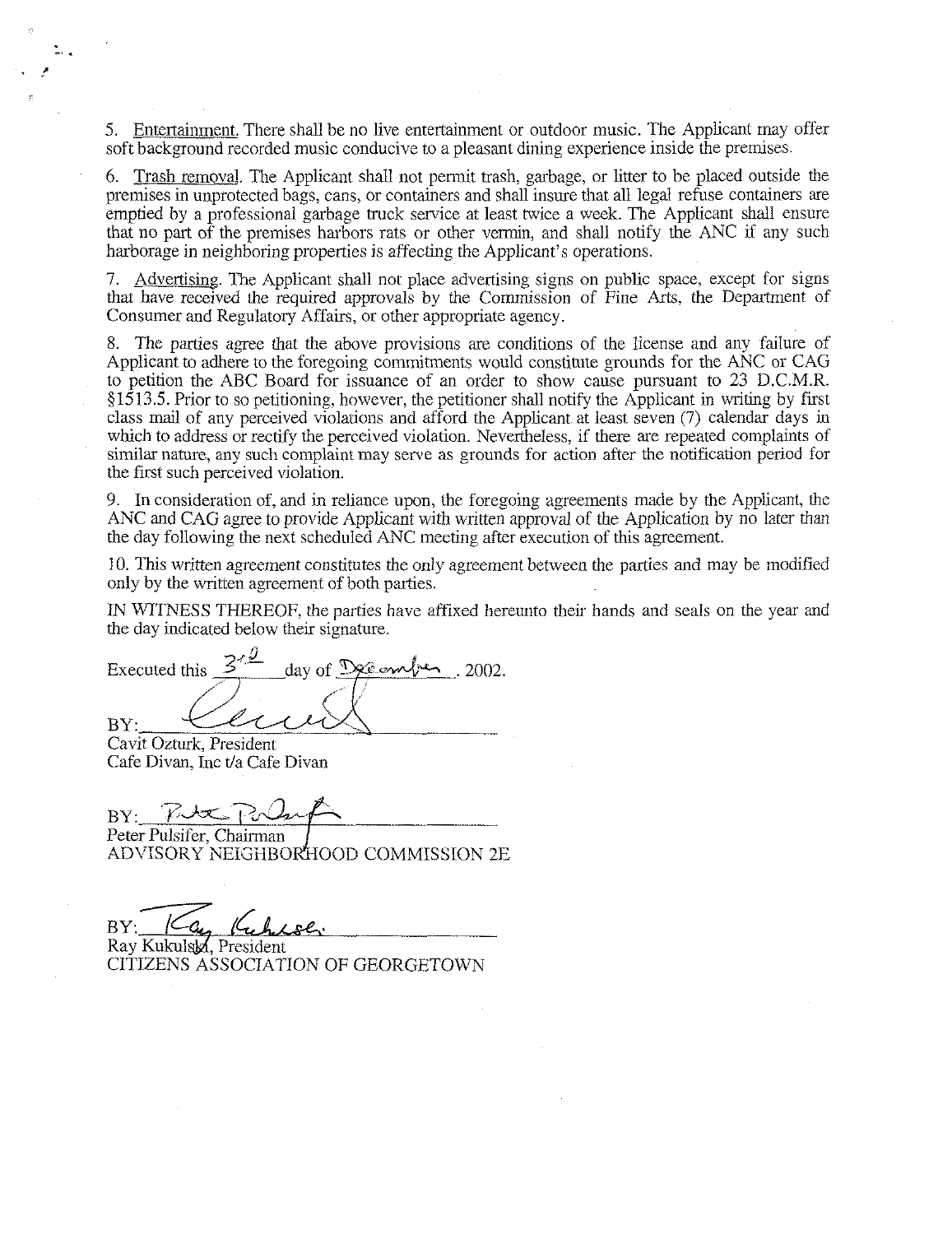5. Entertainment. There shall be no live entertainment or outdoor music. The Applicant may offer soft background recorded music conducive to a pleasant dining experience inside the premises.

6. Trash removal. The Applicant shall not permit trash, garbage, or litter to be placed outside the premises in unprotected bags, cans, or containers and shall insure that all legal refuse containers are emptied by a professional garbage truck service at least twice a week. The Applicant shall ensure that no part of the premises harbors rats or other vermin, and shall notify the ANC if any such harborage in neighboring properties is affecting the Applicant's operations.

7. Advertising. The Applicant shall not place advertising signs on public space, except for signs that have received the required approvals by the Commission of Fine Arts, the Department of Consumer and Regulatory Affairs, or other appropriate agency.

8. The parties agree that the above provisions are conditions of the license and any failure of Applicant to adhere to the foregoing commitments would constitute grounds for the ANC or CAG to petition the ABC Board for issuance of an order to show cause pursuant to 23 D.C.M.R. §1513.5. Prior to so petitioning, however, the petitioner shall notify the Applicant in writing by first class mail of any perceived violations and afford the Applicant at least seven (7) calendar days in which to address or rectify the perceived violation. Nevertheless, if there are repeated complaints of similar nature, any such complaint may serve as grounds for action after the notification period for the first such perceived violation.

9. In consideration of, and in reliance upon, the foregoing agreements made by the Applicant, the ANC and CAG agree to provide Applicant with written approval of the Application by no later than the day following the next scheduled ANC meeting after execution of this agreement.

10. This written agreement constitutes the only agreement between the parties and may be modified only by the written agreement of both parties.

IN WITNESS THEREOF, the parties have affixed hereunto their hands and seals on the year and the day indicated below their signature.

Executed this 3rd day of December, 2002.

BY: ______________________
Cavit Ozturk, President
Cafe Divan, Inc t/a Cafe Divan

BY: ______________________
Peter Pulsifer, Chairman
ADVISORY NEIGHBORHOOD COMMISSION 2E

BY: ______________________
Ray Kukulski, President
CITIZENS ASSOCIATION OF GEORGETOWN